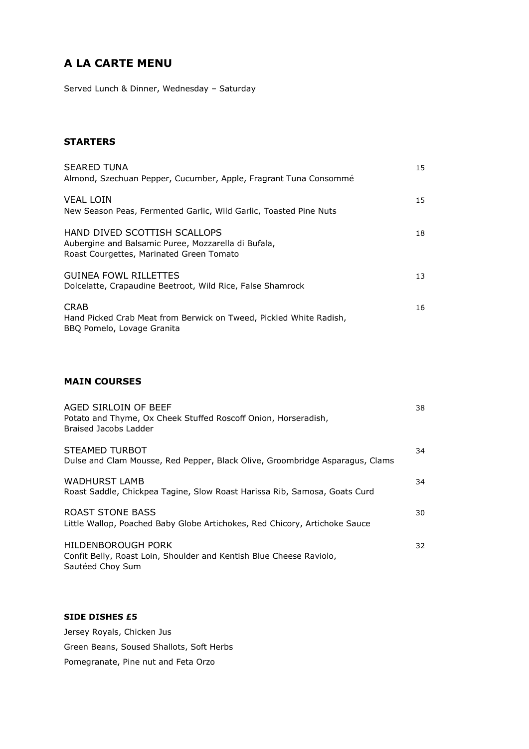# A LA CARTE MENU

Served Lunch & Dinner, Wednesday – Saturday

## STARTERS

**SEARED TUNA** — 15
Almond, Szechuan Pepper, Cucumber, Apple, Fragrant Tuna Consommé

**VEAL LOIN** — 15
New Season Peas, Fermented Garlic, Wild Garlic, Toasted Pine Nuts

**HAND DIVED SCOTTISH SCALLOPS** — 18
Aubergine and Balsamic Puree, Mozzarella di Bufala,
Roast Courgettes, Marinated Green Tomato

**GUINEA FOWL RILLETTES** — 13
Dolcelatte, Crapaudine Beetroot, Wild Rice, False Shamrock

**CRAB** — 16
Hand Picked Crab Meat from Berwick on Tweed, Pickled White Radish,
BBQ Pomelo, Lovage Granita

## MAIN COURSES

**AGED SIRLOIN OF BEEF** — 38
Potato and Thyme, Ox Cheek Stuffed Roscoff Onion, Horseradish,
Braised Jacobs Ladder

**STEAMED TURBOT** — 34
Dulse and Clam Mousse, Red Pepper, Black Olive, Groombridge Asparagus, Clams

**WADHURST LAMB** — 34
Roast Saddle, Chickpea Tagine, Slow Roast Harissa Rib, Samosa, Goats Curd

**ROAST STONE BASS** — 30
Little Wallop, Poached Baby Globe Artichokes, Red Chicory, Artichoke Sauce

**HILDENBOROUGH PORK** — 32
Confit Belly, Roast Loin, Shoulder and Kentish Blue Cheese Raviolo,
Sautéed Choy Sum

## SIDE DISHES £5

Jersey Royals, Chicken Jus

Green Beans, Soused Shallots, Soft Herbs

Pomegranate, Pine nut and Feta Orzo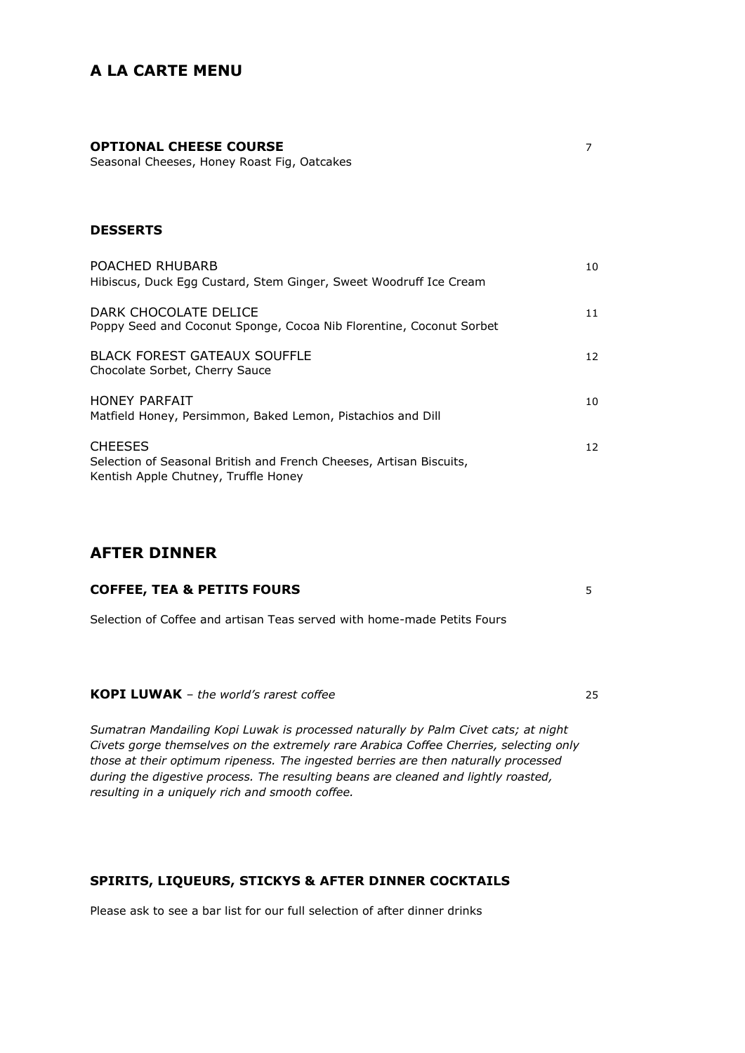## A LA CARTE MENU

**OPTIONAL CHEESE COURSE** 7
Seasonal Cheeses, Honey Roast Fig, Oatcakes

**DESSERTS**

POACHED RHUBARB 10
Hibiscus, Duck Egg Custard, Stem Ginger, Sweet Woodruff Ice Cream

DARK CHOCOLATE DELICE 11
Poppy Seed and Coconut Sponge, Cocoa Nib Florentine, Coconut Sorbet

BLACK FOREST GATEAUX SOUFFLE 12
Chocolate Sorbet, Cherry Sauce

HONEY PARFAIT 10
Matfield Honey, Persimmon, Baked Lemon, Pistachios and Dill

CHEESES 12
Selection of Seasonal British and French Cheeses, Artisan Biscuits, Kentish Apple Chutney, Truffle Honey

## AFTER DINNER

**COFFEE, TEA & PETITS FOURS** 5

Selection of Coffee and artisan Teas served with home-made Petits Fours

**KOPI LUWAK** – *the world's rarest coffee* 25

*Sumatran Mandailing Kopi Luwak is processed naturally by Palm Civet cats; at night Civets gorge themselves on the extremely rare Arabica Coffee Cherries, selecting only those at their optimum ripeness. The ingested berries are then naturally processed during the digestive process. The resulting beans are cleaned and lightly roasted, resulting in a uniquely rich and smooth coffee.*

**SPIRITS, LIQUEURS, STICKYS & AFTER DINNER COCKTAILS**

Please ask to see a bar list for our full selection of after dinner drinks